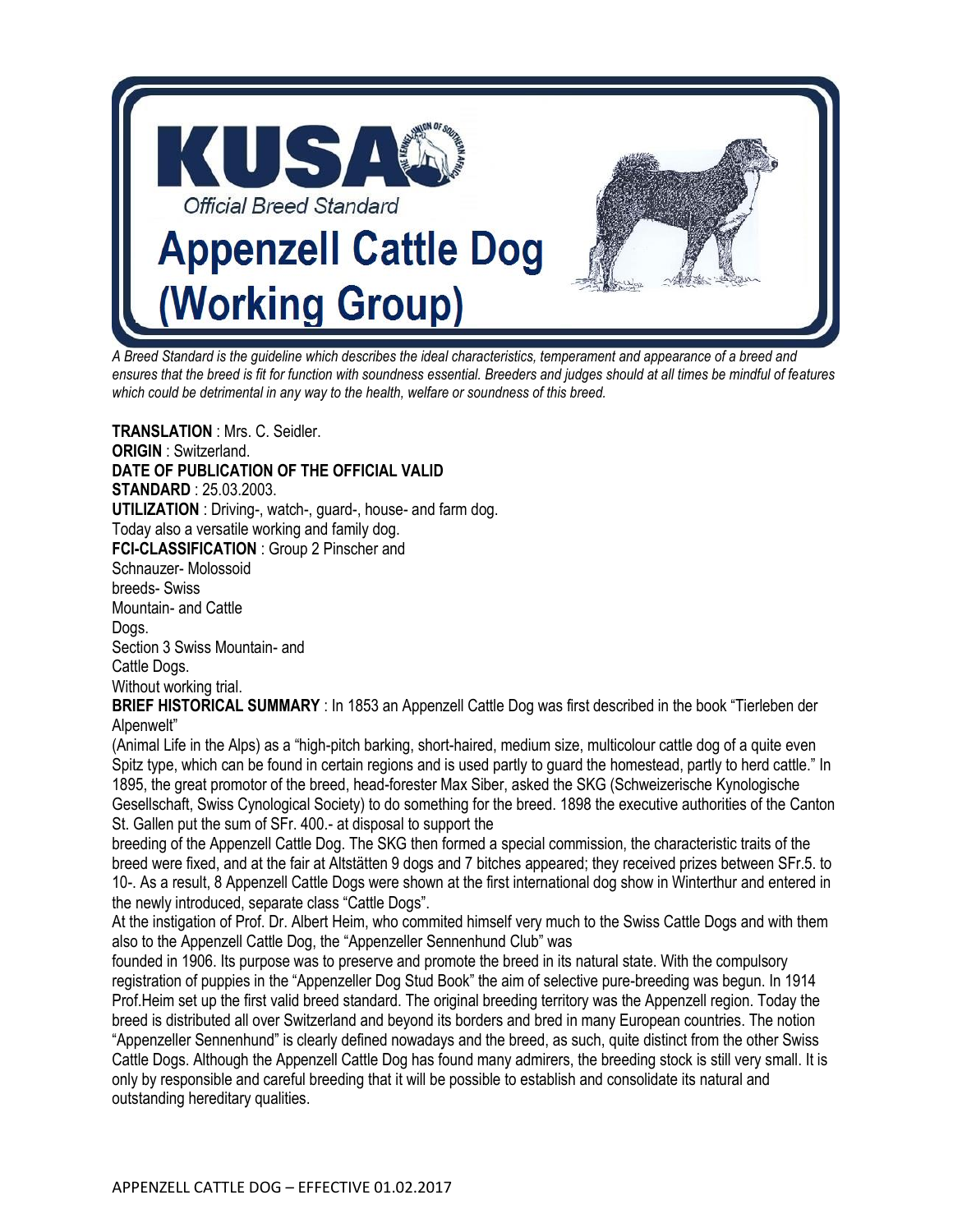# KUSA

*Official Breed Standard*

# Appenzell Cattle Dog (Working Group)

*A Breed Standard is the guideline which describes the ideal characteristics, temperament and appearance of a breed and ensures that the breed is fit for function with soundness essential. Breeders and judges should at all times be mindful of features which could be detrimental in any way to the health, welfare or soundness of this breed.*

**TRANSLATION** : Mrs. C. Seidler.

**ORIGIN** : Switzerland.

**DATE OF PUBLICATION OF THE OFFICIAL VALID STANDARD** : 25.03.2003.

**UTILIZATION** : Driving-, watch-, guard-, house- and farm dog.
Today also a versatile working and family dog.

**FCI-CLASSIFICATION** : Group 2 Pinscher and Schnauzer- Molossoid breeds- Swiss Mountain- and Cattle Dogs.
Section 3 Swiss Mountain- and Cattle Dogs.
Without working trial.

**BRIEF HISTORICAL SUMMARY** : In 1853 an Appenzell Cattle Dog was first described in the book "Tierleben der Alpenwelt"
(Animal Life in the Alps) as a "high-pitch barking, short-haired, medium size, multicolour cattle dog of a quite even Spitz type, which can be found in certain regions and is used partly to guard the homestead, partly to herd cattle." In 1895, the great promotor of the breed, head-forester Max Siber, asked the SKG (Schweizerische Kynologische Gesellschaft, Swiss Cynological Society) to do something for the breed. 1898 the executive authorities of the Canton St. Gallen put the sum of SFr. 400.- at disposal to support the breeding of the Appenzell Cattle Dog. The SKG then formed a special commission, the characteristic traits of the breed were fixed, and at the fair at Altstätten 9 dogs and 7 bitches appeared; they received prizes between SFr.5. to 10-. As a result, 8 Appenzell Cattle Dogs were shown at the first international dog show in Winterthur and entered in the newly introduced, separate class "Cattle Dogs".
At the instigation of Prof. Dr. Albert Heim, who commited himself very much to the Swiss Cattle Dogs and with them also to the Appenzell Cattle Dog, the "Appenzeller Sennenhund Club" was founded in 1906. Its purpose was to preserve and promote the breed in its natural state. With the compulsory registration of puppies in the "Appenzeller Dog Stud Book" the aim of selective pure-breeding was begun. In 1914 Prof.Heim set up the first valid breed standard. The original breeding territory was the Appenzell region. Today the breed is distributed all over Switzerland and beyond its borders and bred in many European countries. The notion "Appenzeller Sennenhund" is clearly defined nowadays and the breed, as such, quite distinct from the other Swiss Cattle Dogs. Although the Appenzell Cattle Dog has found many admirers, the breeding stock is still very small. It is only by responsible and careful breeding that it will be possible to establish and consolidate its natural and outstanding hereditary qualities.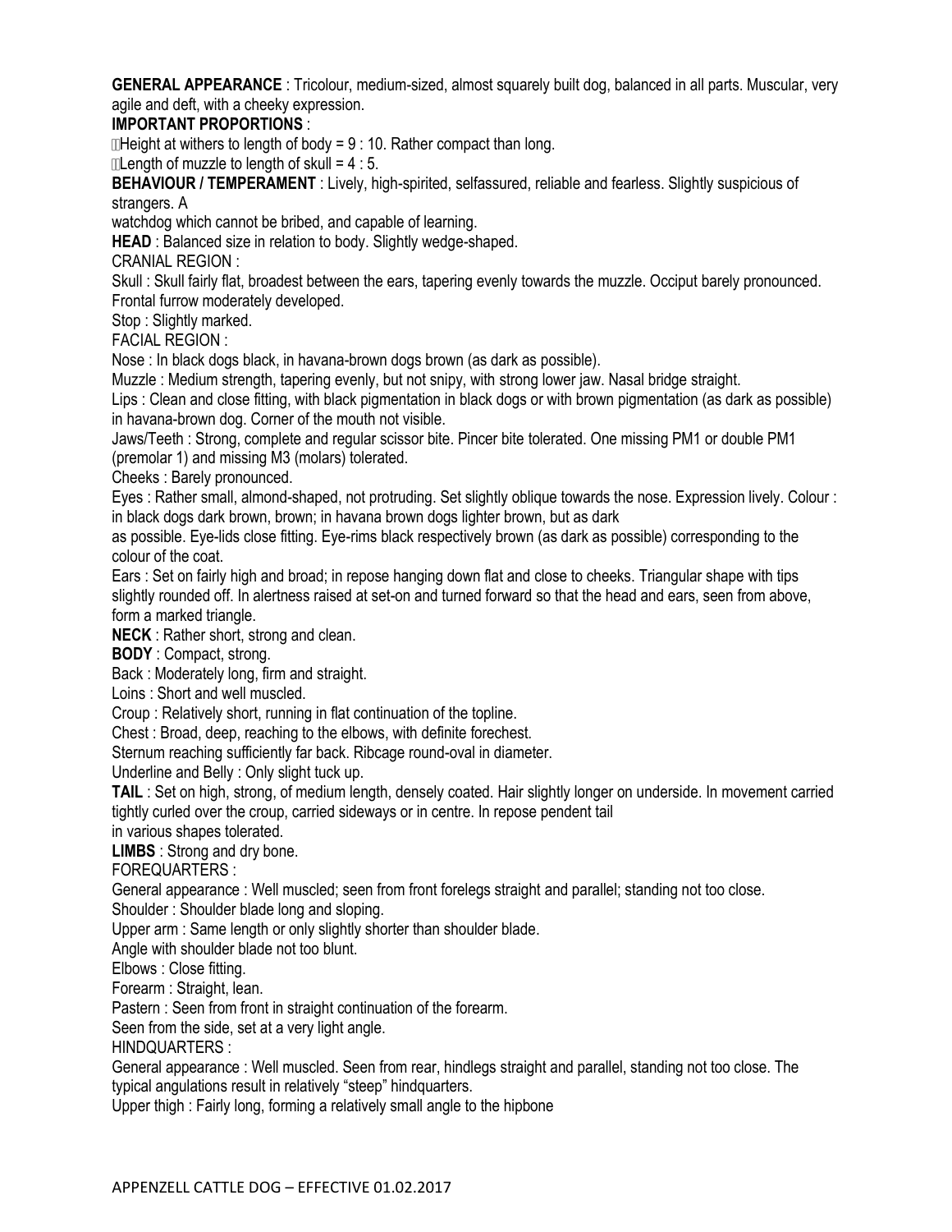**GENERAL APPEARANCE** : Tricolour, medium-sized, almost squarely built dog, balanced in all parts. Muscular, very agile and deft, with a cheeky expression.

**IMPORTANT PROPORTIONS** :

- Height at withers to length of body = 9 : 10. Rather compact than long.
- Length of muzzle to length of skull = 4 : 5.

**BEHAVIOUR / TEMPERAMENT** : Lively, high-spirited, selfassured, reliable and fearless. Slightly suspicious of strangers. A watchdog which cannot be bribed, and capable of learning.

**HEAD** : Balanced size in relation to body. Slightly wedge-shaped.

CRANIAL REGION :

Skull : Skull fairly flat, broadest between the ears, tapering evenly towards the muzzle. Occiput barely pronounced. Frontal furrow moderately developed.

Stop : Slightly marked.

FACIAL REGION :

Nose : In black dogs black, in havana-brown dogs brown (as dark as possible).

Muzzle : Medium strength, tapering evenly, but not snipy, with strong lower jaw. Nasal bridge straight.

Lips : Clean and close fitting, with black pigmentation in black dogs or with brown pigmentation (as dark as possible) in havana-brown dog. Corner of the mouth not visible.

Jaws/Teeth : Strong, complete and regular scissor bite. Pincer bite tolerated. One missing PM1 or double PM1 (premolar 1) and missing M3 (molars) tolerated.

Cheeks : Barely pronounced.

Eyes : Rather small, almond-shaped, not protruding. Set slightly oblique towards the nose. Expression lively. Colour : in black dogs dark brown, brown; in havana brown dogs lighter brown, but as dark as possible. Eye-lids close fitting. Eye-rims black respectively brown (as dark as possible) corresponding to the colour of the coat.

Ears : Set on fairly high and broad; in repose hanging down flat and close to cheeks. Triangular shape with tips slightly rounded off. In alertness raised at set-on and turned forward so that the head and ears, seen from above, form a marked triangle.

**NECK** : Rather short, strong and clean.

**BODY** : Compact, strong.

Back : Moderately long, firm and straight.

Loins : Short and well muscled.

Croup : Relatively short, running in flat continuation of the topline.

Chest : Broad, deep, reaching to the elbows, with definite forechest.

Sternum reaching sufficiently far back. Ribcage round-oval in diameter.

Underline and Belly : Only slight tuck up.

**TAIL** : Set on high, strong, of medium length, densely coated. Hair slightly longer on underside. In movement carried tightly curled over the croup, carried sideways or in centre. In repose pendent tail in various shapes tolerated.

**LIMBS** : Strong and dry bone.

FOREQUARTERS :

General appearance : Well muscled; seen from front forelegs straight and parallel; standing not too close.

Shoulder : Shoulder blade long and sloping.

Upper arm : Same length or only slightly shorter than shoulder blade.

Angle with shoulder blade not too blunt.

Elbows : Close fitting.

Forearm : Straight, lean.

Pastern : Seen from front in straight continuation of the forearm.

Seen from the side, set at a very light angle.

HINDQUARTERS :

General appearance : Well muscled. Seen from rear, hindlegs straight and parallel, standing not too close. The typical angulations result in relatively "steep" hindquarters.

Upper thigh : Fairly long, forming a relatively small angle to the hipbone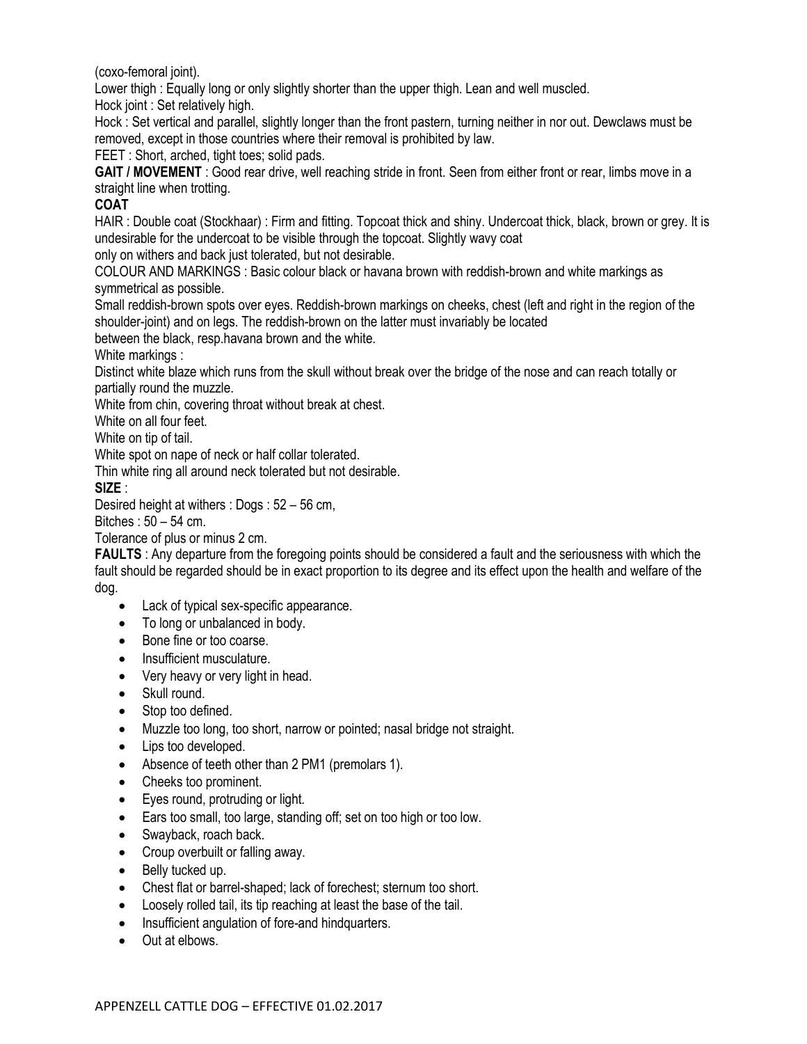(coxo-femoral joint).

Lower thigh : Equally long or only slightly shorter than the upper thigh. Lean and well muscled.

Hock joint : Set relatively high.

Hock : Set vertical and parallel, slightly longer than the front pastern, turning neither in nor out. Dewclaws must be removed, except in those countries where their removal is prohibited by law.

FEET : Short, arched, tight toes; solid pads.

**GAIT / MOVEMENT** : Good rear drive, well reaching stride in front. Seen from either front or rear, limbs move in a straight line when trotting.

**COAT**

HAIR : Double coat (Stockhaar) : Firm and fitting. Topcoat thick and shiny. Undercoat thick, black, brown or grey. It is undesirable for the undercoat to be visible through the topcoat. Slightly wavy coat only on withers and back just tolerated, but not desirable.

COLOUR AND MARKINGS : Basic colour black or havana brown with reddish-brown and white markings as symmetrical as possible.

Small reddish-brown spots over eyes. Reddish-brown markings on cheeks, chest (left and right in the region of the shoulder-joint) and on legs. The reddish-brown on the latter must invariably be located between the black, resp.havana brown and the white.

White markings :

Distinct white blaze which runs from the skull without break over the bridge of the nose and can reach totally or partially round the muzzle.

White from chin, covering throat without break at chest.

White on all four feet.

White on tip of tail.

White spot on nape of neck or half collar tolerated.

Thin white ring all around neck tolerated but not desirable.

**SIZE** :

Desired height at withers : Dogs : 52 – 56 cm,

Bitches : 50 – 54 cm.

Tolerance of plus or minus 2 cm.

**FAULTS** : Any departure from the foregoing points should be considered a fault and the seriousness with which the fault should be regarded should be in exact proportion to its degree and its effect upon the health and welfare of the dog.

- Lack of typical sex-specific appearance.
- To long or unbalanced in body.
- Bone fine or too coarse.
- Insufficient musculature.
- Very heavy or very light in head.
- Skull round.
- Stop too defined.
- Muzzle too long, too short, narrow or pointed; nasal bridge not straight.
- Lips too developed.
- Absence of teeth other than 2 PM1 (premolars 1).
- Cheeks too prominent.
- Eyes round, protruding or light.
- Ears too small, too large, standing off; set on too high or too low.
- Swayback, roach back.
- Croup overbuilt or falling away.
- Belly tucked up.
- Chest flat or barrel-shaped; lack of forechest; sternum too short.
- Loosely rolled tail, its tip reaching at least the base of the tail.
- Insufficient angulation of fore-and hindquarters.
- Out at elbows.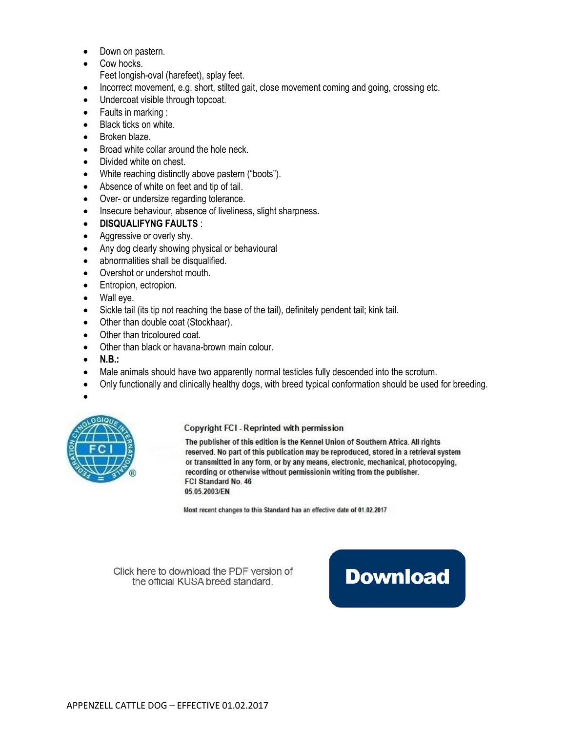- Down on pastern.
- Cow hocks.
  Feet longish-oval (harefeet), splay feet.
- Incorrect movement, e.g. short, stilted gait, close movement coming and going, crossing etc.
- Undercoat visible through topcoat.
- Faults in marking :
- Black ticks on white.
- Broken blaze.
- Broad white collar around the hole neck.
- Divided white on chest.
- White reaching distinctly above pastern ("boots").
- Absence of white on feet and tip of tail.
- Over- or undersize regarding tolerance.
- Insecure behaviour, absence of liveliness, slight sharpness.
- **DISQUALIFYNG FAULTS** :
- Aggressive or overly shy.
- Any dog clearly showing physical or behavioural
- abnormalities shall be disqualified.
- Overshot or undershot mouth.
- Entropion, ectropion.
- Wall eye.
- Sickle tail (its tip not reaching the base of the tail), definitely pendent tail; kink tail.
- Other than double coat (Stockhaar).
- Other than tricoloured coat.
- Other than black or havana-brown main colour.
- **N.B.:**
- Male animals should have two apparently normal testicles fully descended into the scrotum.
- Only functionally and clinically healthy dogs, with breed typical conformation should be used for breeding.

**Copyright FCI - Reprinted with permission**

The publisher of this edition is the Kennel Union of Southern Africa. All rights reserved. No part of this publication may be reproduced, stored in a retrieval system or transmitted in any form, or by any means, electronic, mechanical, photocopying, recording or otherwise without permissionin writing from the publisher.
FCI Standard No. 46
05.05.2003/EN

Most recent changes to this Standard has an effective date of 01.02.2017

Click here to download the PDF version of the official KUSA breed standard.

**Download**